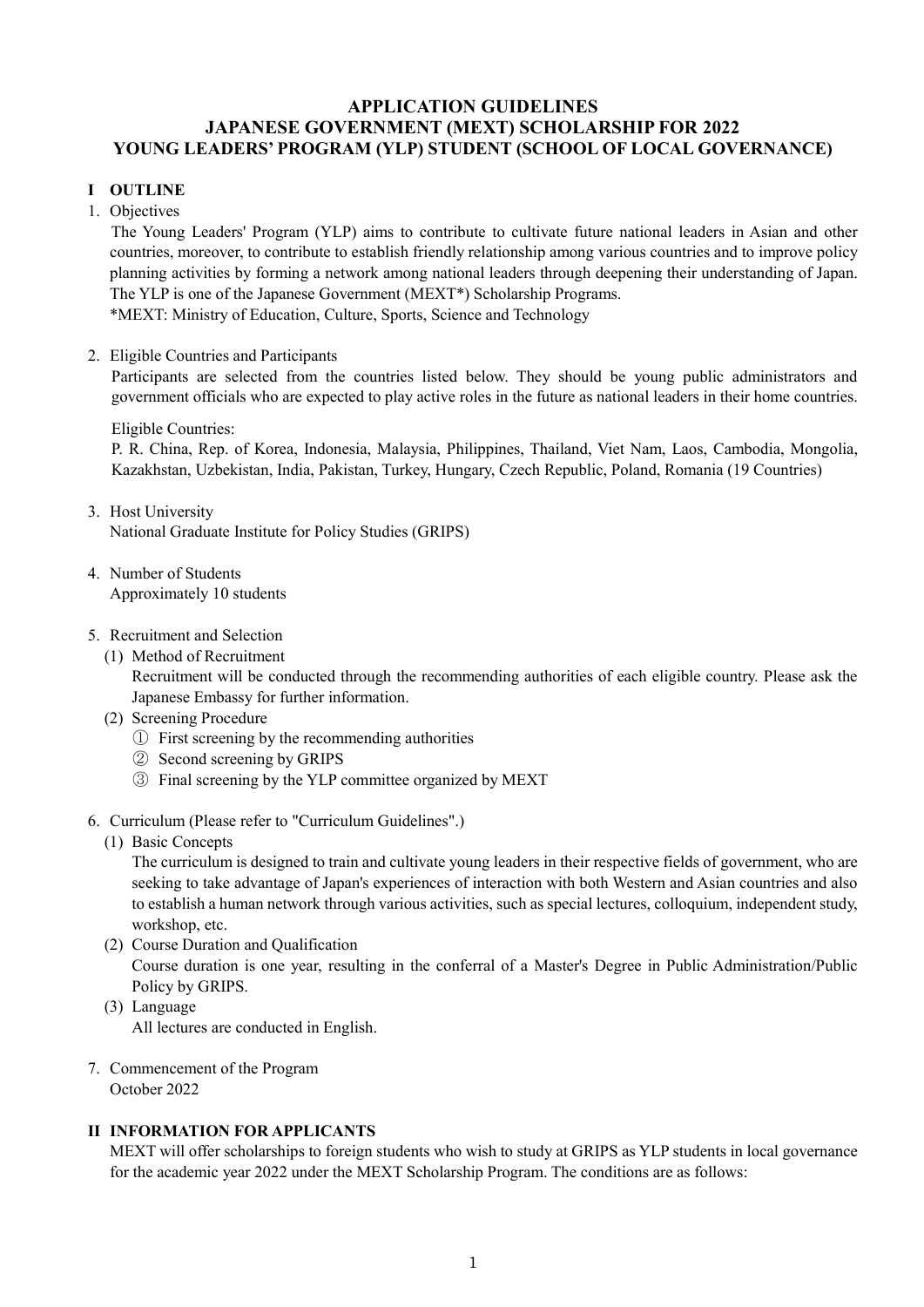# APPLICATION GUIDELINES
# JAPANESE GOVERNMENT (MEXT) SCHOLARSHIP FOR 2022
# YOUNG LEADERS' PROGRAM (YLP) STUDENT (SCHOOL OF LOCAL GOVERNANCE)

## I OUTLINE

1. Objectives

   The Young Leaders' Program (YLP) aims to contribute to cultivate future national leaders in Asian and other countries, moreover, to contribute to establish friendly relationship among various countries and to improve policy planning activities by forming a network among national leaders through deepening their understanding of Japan. The YLP is one of the Japanese Government (MEXT*) Scholarship Programs.

   *MEXT: Ministry of Education, Culture, Sports, Science and Technology

2. Eligible Countries and Participants

   Participants are selected from the countries listed below. They should be young public administrators and government officials who are expected to play active roles in the future as national leaders in their home countries.

   Eligible Countries:

   P. R. China, Rep. of Korea, Indonesia, Malaysia, Philippines, Thailand, Viet Nam, Laos, Cambodia, Mongolia, Kazakhstan, Uzbekistan, India, Pakistan, Turkey, Hungary, Czech Republic, Poland, Romania (19 Countries)

3. Host University

   National Graduate Institute for Policy Studies (GRIPS)

4. Number of Students

   Approximately 10 students

5. Recruitment and Selection

   (1) Method of Recruitment

   Recruitment will be conducted through the recommending authorities of each eligible country. Please ask the Japanese Embassy for further information.

   (2) Screening Procedure

   ① First screening by the recommending authorities

   ② Second screening by GRIPS

   ③ Final screening by the YLP committee organized by MEXT

6. Curriculum (Please refer to "Curriculum Guidelines".)

   (1) Basic Concepts

   The curriculum is designed to train and cultivate young leaders in their respective fields of government, who are seeking to take advantage of Japan's experiences of interaction with both Western and Asian countries and also to establish a human network through various activities, such as special lectures, colloquium, independent study, workshop, etc.

   (2) Course Duration and Qualification

   Course duration is one year, resulting in the conferral of a Master's Degree in Public Administration/Public Policy by GRIPS.

   (3) Language

   All lectures are conducted in English.

7. Commencement of the Program

   October 2022

## II INFORMATION FOR APPLICANTS

MEXT will offer scholarships to foreign students who wish to study at GRIPS as YLP students in local governance for the academic year 2022 under the MEXT Scholarship Program. The conditions are as follows: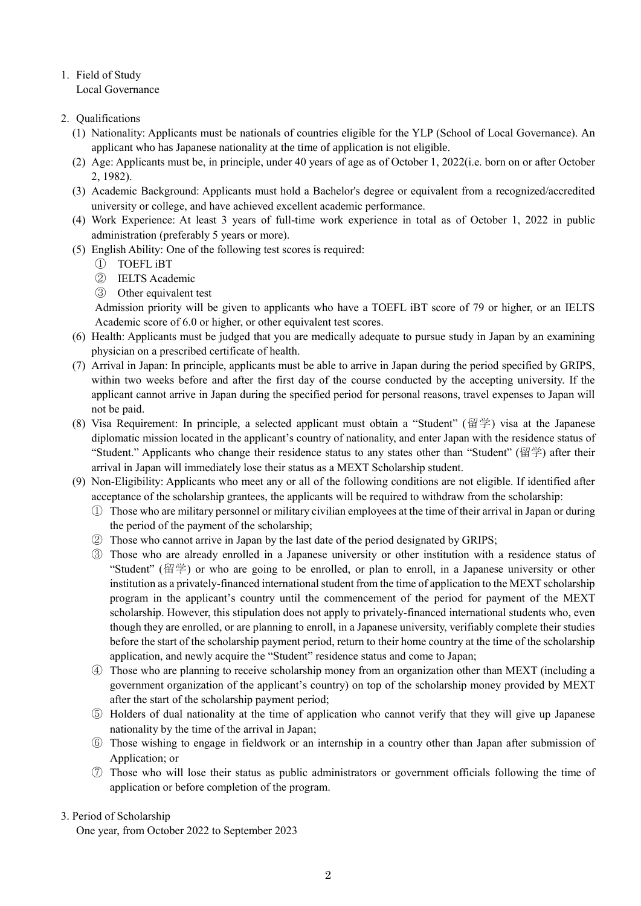1. Field of Study

   Local Governance

2. Qualifications

   (1) Nationality: Applicants must be nationals of countries eligible for the YLP (School of Local Governance). An applicant who has Japanese nationality at the time of application is not eligible.

   (2) Age: Applicants must be, in principle, under 40 years of age as of October 1, 2022(i.e. born on or after October 2, 1982).

   (3) Academic Background: Applicants must hold a Bachelor's degree or equivalent from a recognized/accredited university or college, and have achieved excellent academic performance.

   (4) Work Experience: At least 3 years of full-time work experience in total as of October 1, 2022 in public administration (preferably 5 years or more).

   (5) English Ability: One of the following test scores is required:

   ① TOEFL iBT

   ② IELTS Academic

   ③ Other equivalent test

   Admission priority will be given to applicants who have a TOEFL iBT score of 79 or higher, or an IELTS Academic score of 6.0 or higher, or other equivalent test scores.

   (6) Health: Applicants must be judged that you are medically adequate to pursue study in Japan by an examining physician on a prescribed certificate of health.

   (7) Arrival in Japan: In principle, applicants must be able to arrive in Japan during the period specified by GRIPS, within two weeks before and after the first day of the course conducted by the accepting university. If the applicant cannot arrive in Japan during the specified period for personal reasons, travel expenses to Japan will not be paid.

   (8) Visa Requirement: In principle, a selected applicant must obtain a "Student" (留学) visa at the Japanese diplomatic mission located in the applicant's country of nationality, and enter Japan with the residence status of "Student." Applicants who change their residence status to any states other than "Student" (留学) after their arrival in Japan will immediately lose their status as a MEXT Scholarship student.

   (9) Non-Eligibility: Applicants who meet any or all of the following conditions are not eligible. If identified after acceptance of the scholarship grantees, the applicants will be required to withdraw from the scholarship:

   ① Those who are military personnel or military civilian employees at the time of their arrival in Japan or during the period of the payment of the scholarship;

   ② Those who cannot arrive in Japan by the last date of the period designated by GRIPS;

   ③ Those who are already enrolled in a Japanese university or other institution with a residence status of "Student" (留学) or who are going to be enrolled, or plan to enroll, in a Japanese university or other institution as a privately-financed international student from the time of application to the MEXT scholarship program in the applicant's country until the commencement of the period for payment of the MEXT scholarship. However, this stipulation does not apply to privately-financed international students who, even though they are enrolled, or are planning to enroll, in a Japanese university, verifiably complete their studies before the start of the scholarship payment period, return to their home country at the time of the scholarship application, and newly acquire the "Student" residence status and come to Japan;

   ④ Those who are planning to receive scholarship money from an organization other than MEXT (including a government organization of the applicant's country) on top of the scholarship money provided by MEXT after the start of the scholarship payment period;

   ⑤ Holders of dual nationality at the time of application who cannot verify that they will give up Japanese nationality by the time of the arrival in Japan;

   ⑥ Those wishing to engage in fieldwork or an internship in a country other than Japan after submission of Application; or

   ⑦ Those who will lose their status as public administrators or government officials following the time of application or before completion of the program.

3. Period of Scholarship

   One year, from October 2022 to September 2023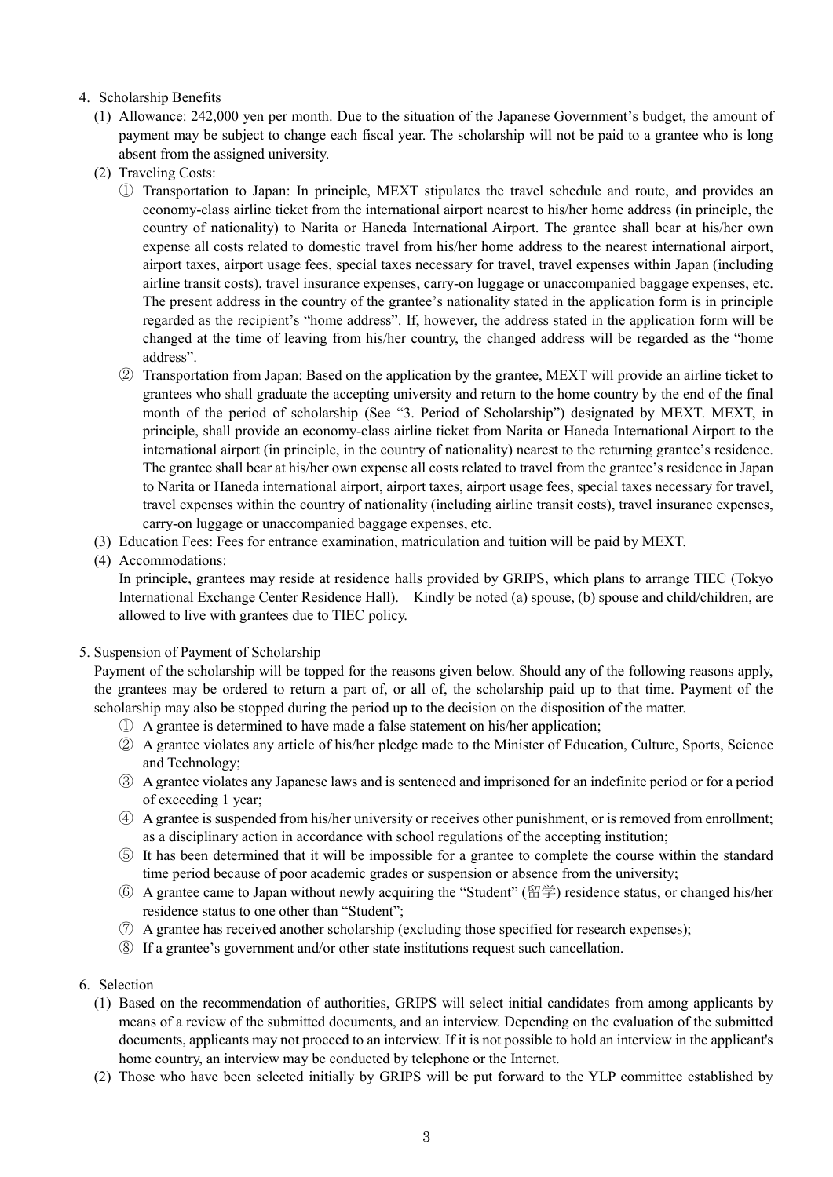## 4. Scholarship Benefits

(1) Allowance: 242,000 yen per month. Due to the situation of the Japanese Government's budget, the amount of payment may be subject to change each fiscal year. The scholarship will not be paid to a grantee who is long absent from the assigned university.

(2) Traveling Costs:

① Transportation to Japan: In principle, MEXT stipulates the travel schedule and route, and provides an economy-class airline ticket from the international airport nearest to his/her home address (in principle, the country of nationality) to Narita or Haneda International Airport. The grantee shall bear at his/her own expense all costs related to domestic travel from his/her home address to the nearest international airport, airport taxes, airport usage fees, special taxes necessary for travel, travel expenses within Japan (including airline transit costs), travel insurance expenses, carry-on luggage or unaccompanied baggage expenses, etc. The present address in the country of the grantee's nationality stated in the application form is in principle regarded as the recipient's "home address". If, however, the address stated in the application form will be changed at the time of leaving from his/her country, the changed address will be regarded as the "home address".

② Transportation from Japan: Based on the application by the grantee, MEXT will provide an airline ticket to grantees who shall graduate the accepting university and return to the home country by the end of the final month of the period of scholarship (See "3. Period of Scholarship") designated by MEXT. MEXT, in principle, shall provide an economy-class airline ticket from Narita or Haneda International Airport to the international airport (in principle, in the country of nationality) nearest to the returning grantee's residence. The grantee shall bear at his/her own expense all costs related to travel from the grantee's residence in Japan to Narita or Haneda international airport, airport taxes, airport usage fees, special taxes necessary for travel, travel expenses within the country of nationality (including airline transit costs), travel insurance expenses, carry-on luggage or unaccompanied baggage expenses, etc.

(3) Education Fees: Fees for entrance examination, matriculation and tuition will be paid by MEXT.

(4) Accommodations:
In principle, grantees may reside at residence halls provided by GRIPS, which plans to arrange TIEC (Tokyo International Exchange Center Residence Hall). Kindly be noted (a) spouse, (b) spouse and child/children, are allowed to live with grantees due to TIEC policy.

## 5. Suspension of Payment of Scholarship

Payment of the scholarship will be topped for the reasons given below. Should any of the following reasons apply, the grantees may be ordered to return a part of, or all of, the scholarship paid up to that time. Payment of the scholarship may also be stopped during the period up to the decision on the disposition of the matter.

① A grantee is determined to have made a false statement on his/her application;

② A grantee violates any article of his/her pledge made to the Minister of Education, Culture, Sports, Science and Technology;

③ A grantee violates any Japanese laws and is sentenced and imprisoned for an indefinite period or for a period of exceeding 1 year;

④ A grantee is suspended from his/her university or receives other punishment, or is removed from enrollment; as a disciplinary action in accordance with school regulations of the accepting institution;

⑤ It has been determined that it will be impossible for a grantee to complete the course within the standard time period because of poor academic grades or suspension or absence from the university;

⑥ A grantee came to Japan without newly acquiring the "Student" (留学) residence status, or changed his/her residence status to one other than "Student";

⑦ A grantee has received another scholarship (excluding those specified for research expenses);

⑧ If a grantee's government and/or other state institutions request such cancellation.

## 6. Selection

(1) Based on the recommendation of authorities, GRIPS will select initial candidates from among applicants by means of a review of the submitted documents, and an interview. Depending on the evaluation of the submitted documents, applicants may not proceed to an interview. If it is not possible to hold an interview in the applicant's home country, an interview may be conducted by telephone or the Internet.

(2) Those who have been selected initially by GRIPS will be put forward to the YLP committee established by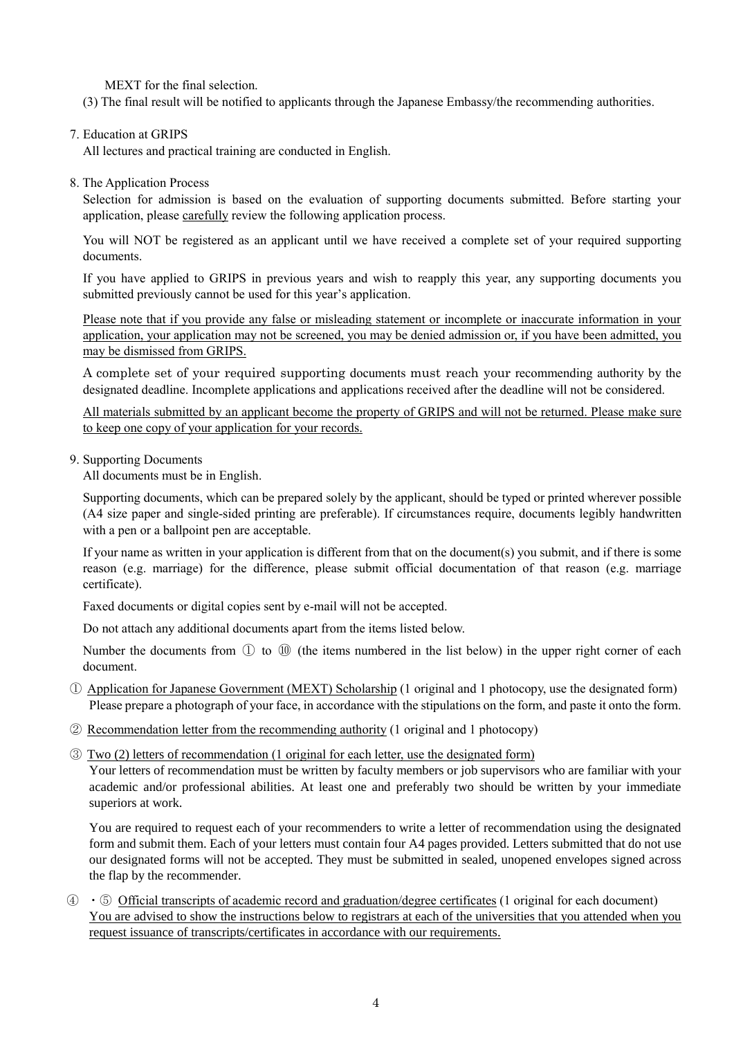MEXT for the final selection.

(3) The final result will be notified to applicants through the Japanese Embassy/the recommending authorities.

7. Education at GRIPS

All lectures and practical training are conducted in English.

8. The Application Process

Selection for admission is based on the evaluation of supporting documents submitted. Before starting your application, please carefully review the following application process.

You will NOT be registered as an applicant until we have received a complete set of your required supporting documents.

If you have applied to GRIPS in previous years and wish to reapply this year, any supporting documents you submitted previously cannot be used for this year's application.

Please note that if you provide any false or misleading statement or incomplete or inaccurate information in your application, your application may not be screened, you may be denied admission or, if you have been admitted, you may be dismissed from GRIPS.

A complete set of your required supporting documents must reach your recommending authority by the designated deadline. Incomplete applications and applications received after the deadline will not be considered.

All materials submitted by an applicant become the property of GRIPS and will not be returned. Please make sure to keep one copy of your application for your records.

9. Supporting Documents

All documents must be in English.

Supporting documents, which can be prepared solely by the applicant, should be typed or printed wherever possible (A4 size paper and single-sided printing are preferable). If circumstances require, documents legibly handwritten with a pen or a ballpoint pen are acceptable.

If your name as written in your application is different from that on the document(s) you submit, and if there is some reason (e.g. marriage) for the difference, please submit official documentation of that reason (e.g. marriage certificate).

Faxed documents or digital copies sent by e-mail will not be accepted.

Do not attach any additional documents apart from the items listed below.

Number the documents from ① to ⑩ (the items numbered in the list below) in the upper right corner of each document.

① Application for Japanese Government (MEXT) Scholarship (1 original and 1 photocopy, use the designated form)
Please prepare a photograph of your face, in accordance with the stipulations on the form, and paste it onto the form.

② Recommendation letter from the recommending authority (1 original and 1 photocopy)

③ Two (2) letters of recommendation (1 original for each letter, use the designated form)
Your letters of recommendation must be written by faculty members or job supervisors who are familiar with your academic and/or professional abilities. At least one and preferably two should be written by your immediate superiors at work.

You are required to request each of your recommenders to write a letter of recommendation using the designated form and submit them. Each of your letters must contain four A4 pages provided. Letters submitted that do not use our designated forms will not be accepted. They must be submitted in sealed, unopened envelopes signed across the flap by the recommender.

④ ・⑤ Official transcripts of academic record and graduation/degree certificates (1 original for each document)
You are advised to show the instructions below to registrars at each of the universities that you attended when you request issuance of transcripts/certificates in accordance with our requirements.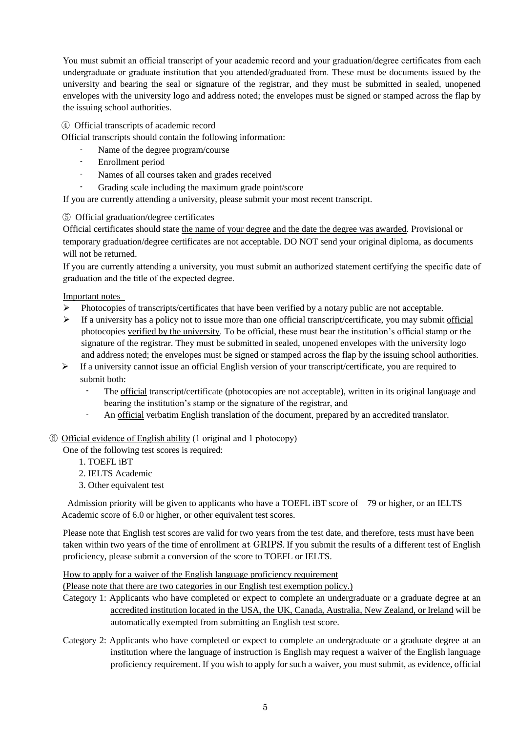You must submit an official transcript of your academic record and your graduation/degree certificates from each undergraduate or graduate institution that you attended/graduated from. These must be documents issued by the university and bearing the seal or signature of the registrar, and they must be submitted in sealed, unopened envelopes with the university logo and address noted; the envelopes must be signed or stamped across the flap by the issuing school authorities.

④ Official transcripts of academic record

Official transcripts should contain the following information:

- Name of the degree program/course
- Enrollment period
- Names of all courses taken and grades received
- Grading scale including the maximum grade point/score

If you are currently attending a university, please submit your most recent transcript.

⑤ Official graduation/degree certificates

Official certificates should state the name of your degree and the date the degree was awarded. Provisional or temporary graduation/degree certificates are not acceptable. DO NOT send your original diploma, as documents will not be returned.

If you are currently attending a university, you must submit an authorized statement certifying the specific date of graduation and the title of the expected degree.

Important notes

- Photocopies of transcripts/certificates that have been verified by a notary public are not acceptable.
- If a university has a policy not to issue more than one official transcript/certificate, you may submit official photocopies verified by the university. To be official, these must bear the institution's official stamp or the signature of the registrar. They must be submitted in sealed, unopened envelopes with the university logo and address noted; the envelopes must be signed or stamped across the flap by the issuing school authorities.
- If a university cannot issue an official English version of your transcript/certificate, you are required to submit both:
  - The official transcript/certificate (photocopies are not acceptable), written in its original language and bearing the institution's stamp or the signature of the registrar, and
  - An official verbatim English translation of the document, prepared by an accredited translator.

⑥ Official evidence of English ability (1 original and 1 photocopy)

One of the following test scores is required:

1. TOEFL iBT
2. IELTS Academic
3. Other equivalent test

Admission priority will be given to applicants who have a TOEFL iBT score of 79 or higher, or an IELTS Academic score of 6.0 or higher, or other equivalent test scores.

Please note that English test scores are valid for two years from the test date, and therefore, tests must have been taken within two years of the time of enrollment at GRIPS. If you submit the results of a different test of English proficiency, please submit a conversion of the score to TOEFL or IELTS.

How to apply for a waiver of the English language proficiency requirement
(Please note that there are two categories in our English test exemption policy.)

Category 1: Applicants who have completed or expect to complete an undergraduate or a graduate degree at an accredited institution located in the USA, the UK, Canada, Australia, New Zealand, or Ireland will be automatically exempted from submitting an English test score.

Category 2: Applicants who have completed or expect to complete an undergraduate or a graduate degree at an institution where the language of instruction is English may request a waiver of the English language proficiency requirement. If you wish to apply for such a waiver, you must submit, as evidence, official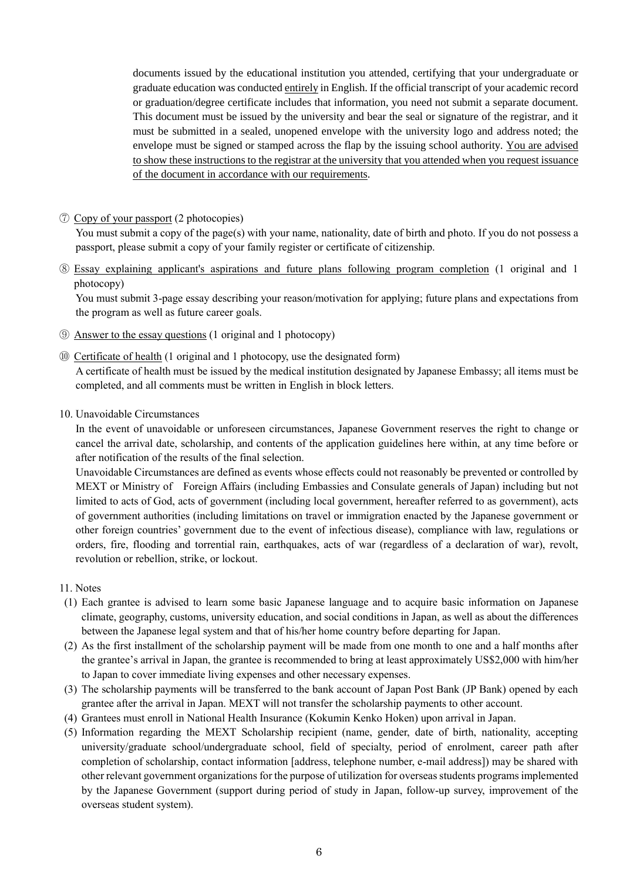documents issued by the educational institution you attended, certifying that your undergraduate or graduate education was conducted <u>entirely</u> in English. If the official transcript of your academic record or graduation/degree certificate includes that information, you need not submit a separate document. This document must be issued by the university and bear the seal or signature of the registrar, and it must be submitted in a sealed, unopened envelope with the university logo and address noted; the envelope must be signed or stamped across the flap by the issuing school authority. <u>You are advised to show these instructions to the registrar at the university that you attended when you request issuance of the document in accordance with our requirements</u>.

⑦ <u>Copy of your passport</u> (2 photocopies)
You must submit a copy of the page(s) with your name, nationality, date of birth and photo. If you do not possess a passport, please submit a copy of your family register or certificate of citizenship.

⑧ <u>Essay explaining applicant's aspirations and future plans following program completion</u> (1 original and 1 photocopy)
You must submit 3-page essay describing your reason/motivation for applying; future plans and expectations from the program as well as future career goals.

⑨ <u>Answer to the essay questions</u> (1 original and 1 photocopy)

⑩ <u>Certificate of health</u> (1 original and 1 photocopy, use the designated form)
A certificate of health must be issued by the medical institution designated by Japanese Embassy; all items must be completed, and all comments must be written in English in block letters.

10. Unavoidable Circumstances

In the event of unavoidable or unforeseen circumstances, Japanese Government reserves the right to change or cancel the arrival date, scholarship, and contents of the application guidelines here within, at any time before or after notification of the results of the final selection.

Unavoidable Circumstances are defined as events whose effects could not reasonably be prevented or controlled by MEXT or Ministry of Foreign Affairs (including Embassies and Consulate generals of Japan) including but not limited to acts of God, acts of government (including local government, hereafter referred to as government), acts of government authorities (including limitations on travel or immigration enacted by the Japanese government or other foreign countries' government due to the event of infectious disease), compliance with law, regulations or orders, fire, flooding and torrential rain, earthquakes, acts of war (regardless of a declaration of war), revolt, revolution or rebellion, strike, or lockout.

11. Notes

(1) Each grantee is advised to learn some basic Japanese language and to acquire basic information on Japanese climate, geography, customs, university education, and social conditions in Japan, as well as about the differences between the Japanese legal system and that of his/her home country before departing for Japan.
(2) As the first installment of the scholarship payment will be made from one month to one and a half months after the grantee's arrival in Japan, the grantee is recommended to bring at least approximately US$2,000 with him/her to Japan to cover immediate living expenses and other necessary expenses.
(3) The scholarship payments will be transferred to the bank account of Japan Post Bank (JP Bank) opened by each grantee after the arrival in Japan. MEXT will not transfer the scholarship payments to other account.
(4) Grantees must enroll in National Health Insurance (Kokumin Kenko Hoken) upon arrival in Japan.
(5) Information regarding the MEXT Scholarship recipient (name, gender, date of birth, nationality, accepting university/graduate school/undergraduate school, field of specialty, period of enrolment, career path after completion of scholarship, contact information [address, telephone number, e-mail address]) may be shared with other relevant government organizations for the purpose of utilization for overseas students programs implemented by the Japanese Government (support during period of study in Japan, follow-up survey, improvement of the overseas student system).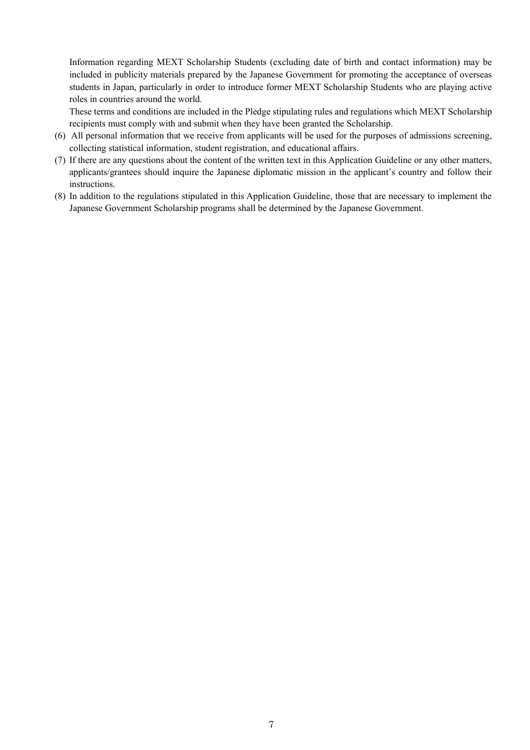Information regarding MEXT Scholarship Students (excluding date of birth and contact information) may be included in publicity materials prepared by the Japanese Government for promoting the acceptance of overseas students in Japan, particularly in order to introduce former MEXT Scholarship Students who are playing active roles in countries around the world.

These terms and conditions are included in the Pledge stipulating rules and regulations which MEXT Scholarship recipients must comply with and submit when they have been granted the Scholarship.

(6) All personal information that we receive from applicants will be used for the purposes of admissions screening, collecting statistical information, student registration, and educational affairs.

(7) If there are any questions about the content of the written text in this Application Guideline or any other matters, applicants/grantees should inquire the Japanese diplomatic mission in the applicant's country and follow their instructions.

(8) In addition to the regulations stipulated in this Application Guideline, those that are necessary to implement the Japanese Government Scholarship programs shall be determined by the Japanese Government.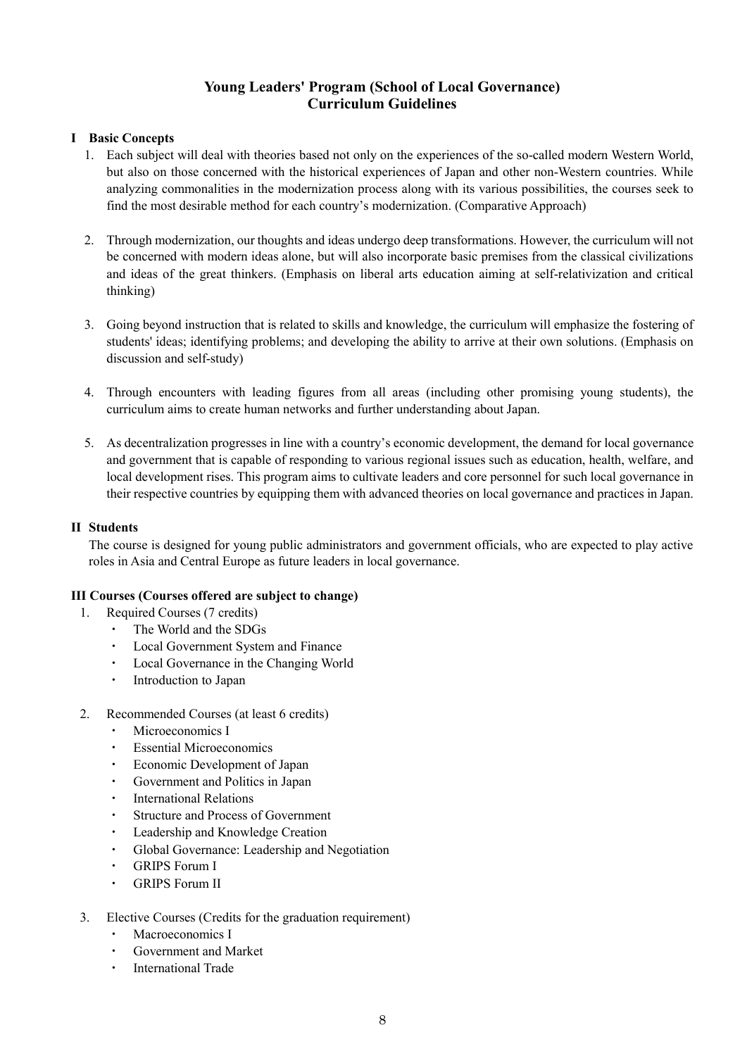# Young Leaders' Program (School of Local Governance)
# Curriculum Guidelines

## I Basic Concepts

1. Each subject will deal with theories based not only on the experiences of the so-called modern Western World, but also on those concerned with the historical experiences of Japan and other non-Western countries. While analyzing commonalities in the modernization process along with its various possibilities, the courses seek to find the most desirable method for each country's modernization. (Comparative Approach)

2. Through modernization, our thoughts and ideas undergo deep transformations. However, the curriculum will not be concerned with modern ideas alone, but will also incorporate basic premises from the classical civilizations and ideas of the great thinkers. (Emphasis on liberal arts education aiming at self-relativization and critical thinking)

3. Going beyond instruction that is related to skills and knowledge, the curriculum will emphasize the fostering of students' ideas; identifying problems; and developing the ability to arrive at their own solutions. (Emphasis on discussion and self-study)

4. Through encounters with leading figures from all areas (including other promising young students), the curriculum aims to create human networks and further understanding about Japan.

5. As decentralization progresses in line with a country's economic development, the demand for local governance and government that is capable of responding to various regional issues such as education, health, welfare, and local development rises. This program aims to cultivate leaders and core personnel for such local governance in their respective countries by equipping them with advanced theories on local governance and practices in Japan.

## II Students

The course is designed for young public administrators and government officials, who are expected to play active roles in Asia and Central Europe as future leaders in local governance.

## III Courses (Courses offered are subject to change)

1. Required Courses (7 credits)
   - The World and the SDGs
   - Local Government System and Finance
   - Local Governance in the Changing World
   - Introduction to Japan

2. Recommended Courses (at least 6 credits)
   - Microeconomics I
   - Essential Microeconomics
   - Economic Development of Japan
   - Government and Politics in Japan
   - International Relations
   - Structure and Process of Government
   - Leadership and Knowledge Creation
   - Global Governance: Leadership and Negotiation
   - GRIPS Forum I
   - GRIPS Forum II

3. Elective Courses (Credits for the graduation requirement)
   - Macroeconomics I
   - Government and Market
   - International Trade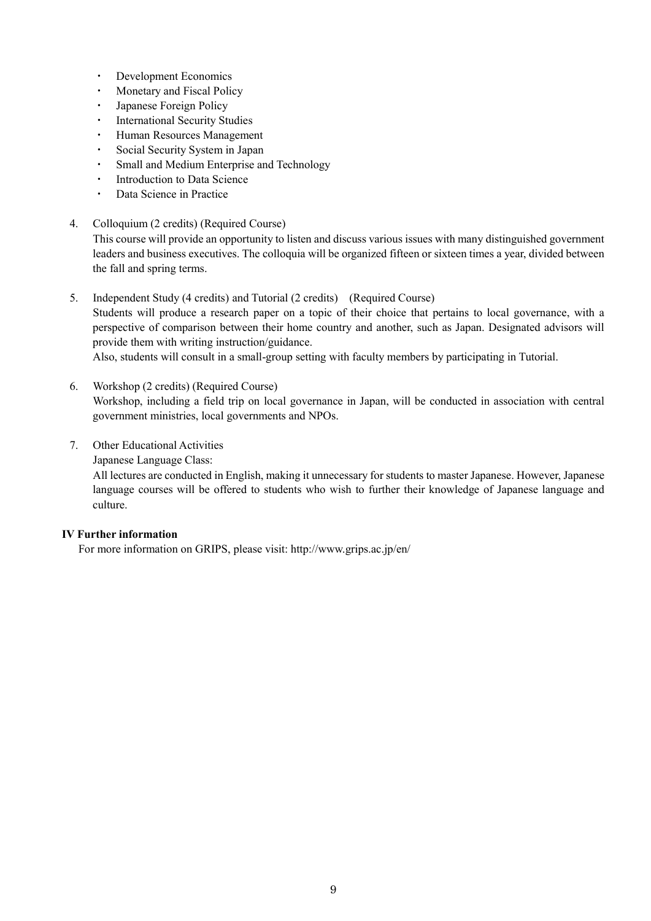- Development Economics
- Monetary and Fiscal Policy
- Japanese Foreign Policy
- International Security Studies
- Human Resources Management
- Social Security System in Japan
- Small and Medium Enterprise and Technology
- Introduction to Data Science
- Data Science in Practice

4. Colloquium (2 credits) (Required Course)
   This course will provide an opportunity to listen and discuss various issues with many distinguished government leaders and business executives. The colloquia will be organized fifteen or sixteen times a year, divided between the fall and spring terms.

5. Independent Study (4 credits) and Tutorial (2 credits) (Required Course)
   Students will produce a research paper on a topic of their choice that pertains to local governance, with a perspective of comparison between their home country and another, such as Japan. Designated advisors will provide them with writing instruction/guidance.
   Also, students will consult in a small-group setting with faculty members by participating in Tutorial.

6. Workshop (2 credits) (Required Course)
   Workshop, including a field trip on local governance in Japan, will be conducted in association with central government ministries, local governments and NPOs.

7. Other Educational Activities
   Japanese Language Class:
   All lectures are conducted in English, making it unnecessary for students to master Japanese. However, Japanese language courses will be offered to students who wish to further their knowledge of Japanese language and culture.

**IV Further information**

For more information on GRIPS, please visit: http://www.grips.ac.jp/en/